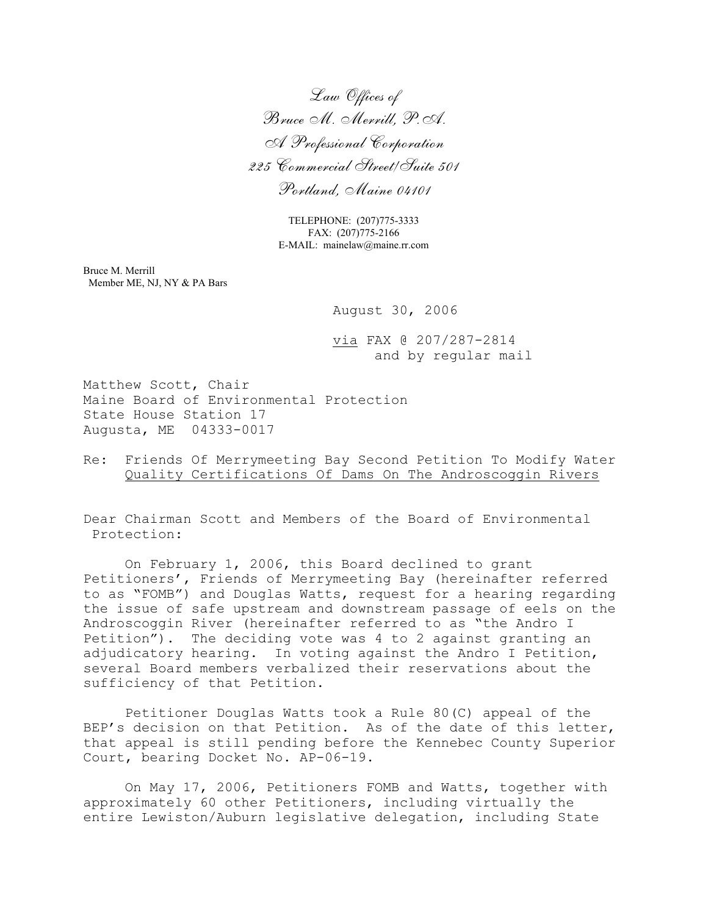*Law Offices of*
*Bruce M. Merrill, P.A.*
*A Professional Corporation*
*225 Commercial Street/Suite 501*
*Portland, Maine 04101*

TELEPHONE: (207)775-3333
FAX: (207)775-2166
E-MAIL: mainelaw@maine.rr.com

Bruce M. Merrill
Member ME, NJ, NY & PA Bars

August 30, 2006

via FAX @ 207/287-2814
and by regular mail

Matthew Scott, Chair
Maine Board of Environmental Protection
State House Station 17
Augusta, ME 04333-0017

Re: Friends Of Merrymeeting Bay Second Petition To Modify Water Quality Certifications Of Dams On The Androscoggin Rivers

Dear Chairman Scott and Members of the Board of Environmental Protection:

On February 1, 2006, this Board declined to grant Petitioners', Friends of Merrymeeting Bay (hereinafter referred to as "FOMB") and Douglas Watts, request for a hearing regarding the issue of safe upstream and downstream passage of eels on the Androscoggin River (hereinafter referred to as "the Andro I Petition"). The deciding vote was 4 to 2 against granting an adjudicatory hearing. In voting against the Andro I Petition, several Board members verbalized their reservations about the sufficiency of that Petition.

Petitioner Douglas Watts took a Rule 80(C) appeal of the BEP's decision on that Petition. As of the date of this letter, that appeal is still pending before the Kennebec County Superior Court, bearing Docket No. AP-06-19.

On May 17, 2006, Petitioners FOMB and Watts, together with approximately 60 other Petitioners, including virtually the entire Lewiston/Auburn legislative delegation, including State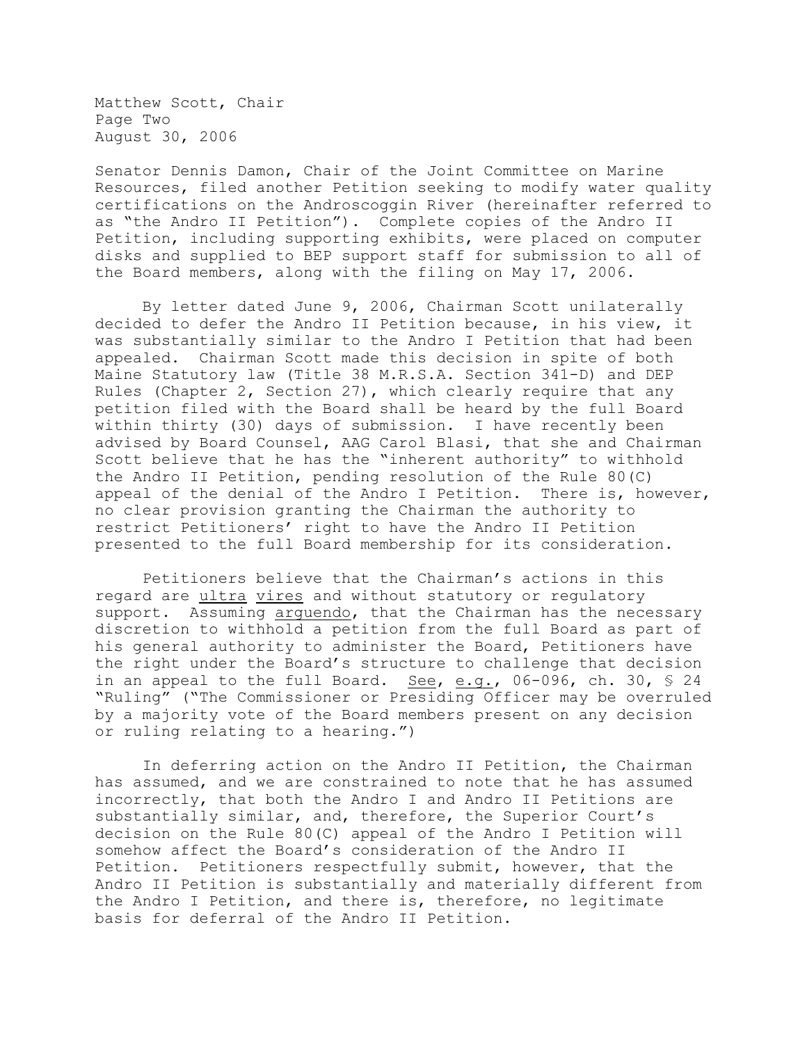Senator Dennis Damon, Chair of the Joint Committee on Marine Resources, filed another Petition seeking to modify water quality certifications on the Androscoggin River (hereinafter referred to as "the Andro II Petition"). Complete copies of the Andro II Petition, including supporting exhibits, were placed on computer disks and supplied to BEP support staff for submission to all of the Board members, along with the filing on May 17, 2006.

By letter dated June 9, 2006, Chairman Scott unilaterally decided to defer the Andro II Petition because, in his view, it was substantially similar to the Andro I Petition that had been appealed. Chairman Scott made this decision in spite of both Maine Statutory law (Title 38 M.R.S.A. Section 341-D) and DEP Rules (Chapter 2, Section 27), which clearly require that any petition filed with the Board shall be heard by the full Board within thirty (30) days of submission. I have recently been advised by Board Counsel, AAG Carol Blasi, that she and Chairman Scott believe that he has the "inherent authority" to withhold the Andro II Petition, pending resolution of the Rule 80(C) appeal of the denial of the Andro I Petition. There is, however, no clear provision granting the Chairman the authority to restrict Petitioners' right to have the Andro II Petition presented to the full Board membership for its consideration.

Petitioners believe that the Chairman's actions in this regard are _ultra vires_ and without statutory or regulatory support. Assuming _arguendo_, that the Chairman has the necessary discretion to withhold a petition from the full Board as part of his general authority to administer the Board, Petitioners have the right under the Board's structure to challenge that decision in an appeal to the full Board. _See_, _e.g._, 06-096, ch. 30, § 24 "Ruling" ("The Commissioner or Presiding Officer may be overruled by a majority vote of the Board members present on any decision or ruling relating to a hearing.")

In deferring action on the Andro II Petition, the Chairman has assumed, and we are constrained to note that he has assumed incorrectly, that both the Andro I and Andro II Petitions are substantially similar, and, therefore, the Superior Court's decision on the Rule 80(C) appeal of the Andro I Petition will somehow affect the Board's consideration of the Andro II Petition. Petitioners respectfully submit, however, that the Andro II Petition is substantially and materially different from the Andro I Petition, and there is, therefore, no legitimate basis for deferral of the Andro II Petition.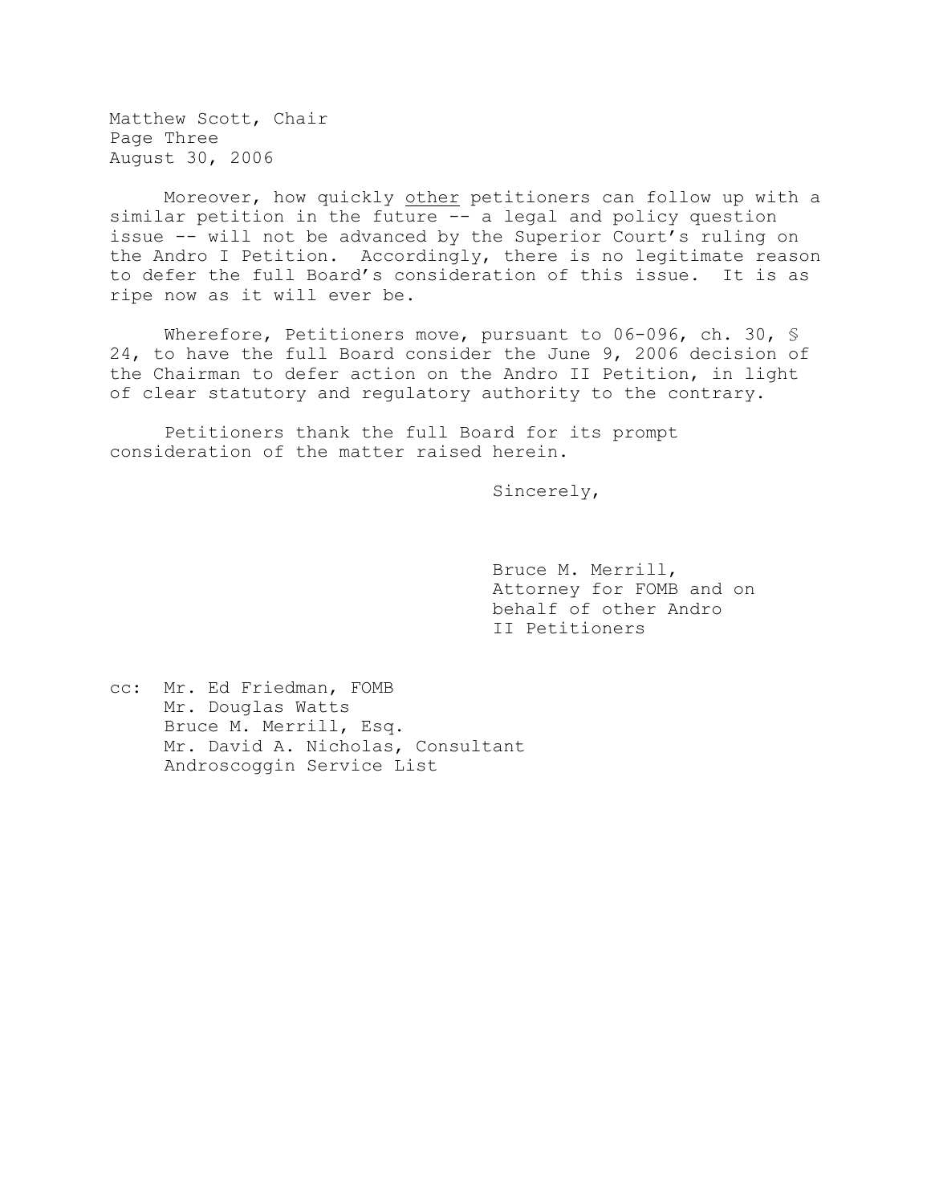Matthew Scott, Chair
Page Three
August 30, 2006

Moreover, how quickly <u>other</u> petitioners can follow up with a similar petition in the future -- a legal and policy question issue -- will not be advanced by the Superior Court's ruling on the Andro I Petition. Accordingly, there is no legitimate reason to defer the full Board's consideration of this issue. It is as ripe now as it will ever be.

Wherefore, Petitioners move, pursuant to 06-096, ch. 30, § 24, to have the full Board consider the June 9, 2006 decision of the Chairman to defer action on the Andro II Petition, in light of clear statutory and regulatory authority to the contrary.

Petitioners thank the full Board for its prompt consideration of the matter raised herein.

Sincerely,

Bruce M. Merrill,
Attorney for FOMB and on behalf of other Andro II Petitioners

cc: Mr. Ed Friedman, FOMB
Mr. Douglas Watts
Bruce M. Merrill, Esq.
Mr. David A. Nicholas, Consultant
Androscoggin Service List